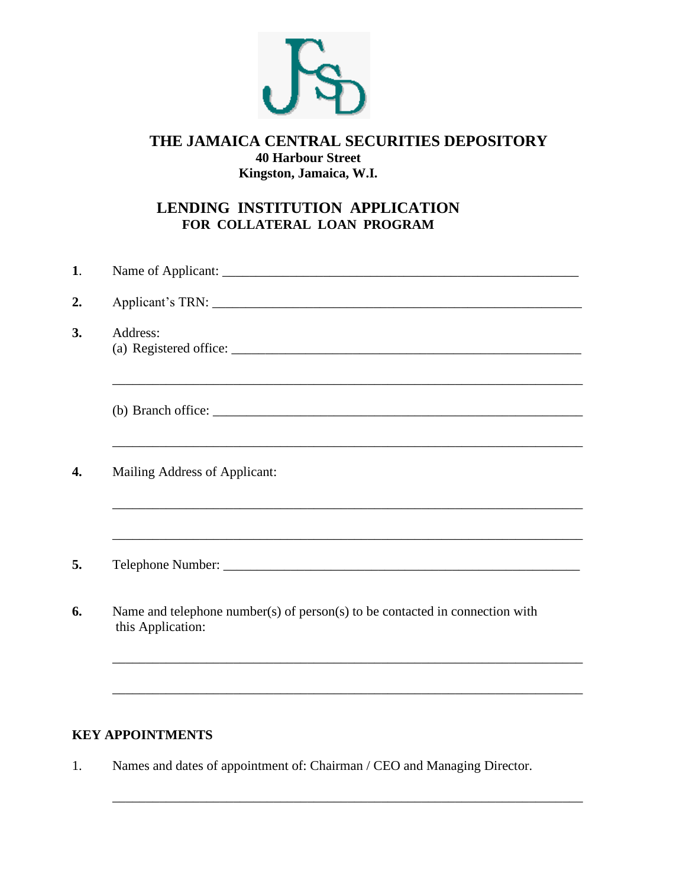# THE JAMAICA CENTRAL SECURITIES DEPOSITORY

**40 Harbour Street**
**Kingston, Jamaica, W.I.**

## LENDING INSTITUTION APPLICATION
### FOR COLLATERAL LOAN PROGRAM

**1**. Name of Applicant: ______________________________________________________

**2.** Applicant's TRN: ________________________________________________________

**3.** Address:
(a) Registered office: ____________________________________________________

______________________________________________________________________

(b) Branch office: _______________________________________________________

______________________________________________________________________

**4.** Mailing Address of Applicant:

______________________________________________________________________

______________________________________________________________________

**5.** Telephone Number: ____________________________________________________

**6.** Name and telephone number(s) of person(s) to be contacted in connection with this Application:

______________________________________________________________________

______________________________________________________________________

**KEY APPOINTMENTS**

1. Names and dates of appointment of: Chairman / CEO and Managing Director.

______________________________________________________________________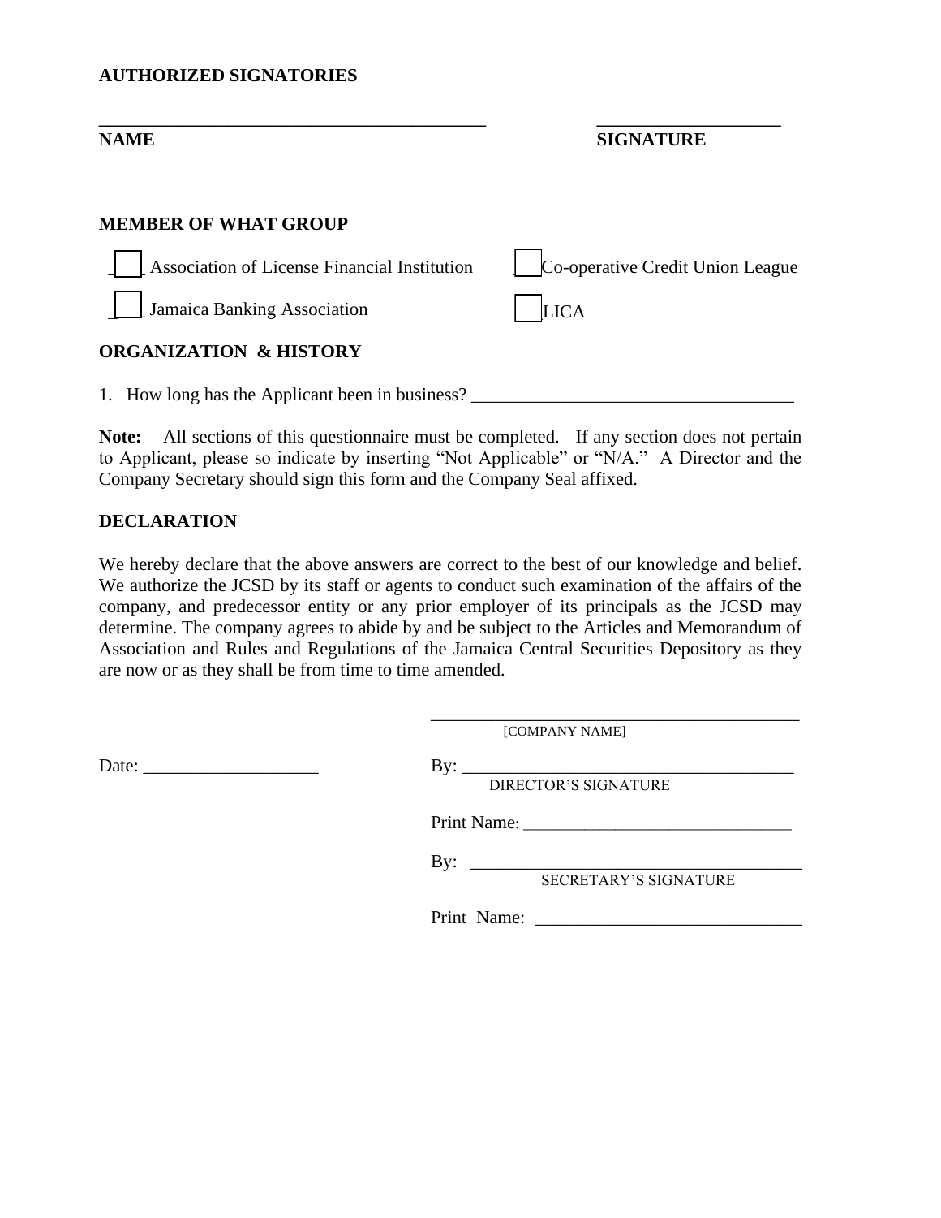**AUTHORIZED SIGNATORIES**

| NAME | SIGNATURE |
| --- | --- |
| ______________________________ | ____________________ |

**MEMBER OF WHAT GROUP**

- [ ] Association of License Financial Institution
- [ ] Co-operative Credit Union League
- [ ] Jamaica Banking Association
- [ ] LICA

**ORGANIZATION & HISTORY**

1. How long has the Applicant been in business? ___________________________________

**Note:** All sections of this questionnaire must be completed. If any section does not pertain to Applicant, please so indicate by inserting "Not Applicable" or "N/A." A Director and the Company Secretary should sign this form and the Company Seal affixed.

**DECLARATION**

We hereby declare that the above answers are correct to the best of our knowledge and belief. We authorize the JCSD by its staff or agents to conduct such examination of the affairs of the company, and predecessor entity or any prior employer of its principals as the JCSD may determine. The company agrees to abide by and be subject to the Articles and Memorandum of Association and Rules and Regulations of the Jamaica Central Securities Depository as they are now or as they shall be from time to time amended.

_________________________________________
[COMPANY NAME]

Date: ___________________

By: _____________________________________
DIRECTOR'S SIGNATURE

Print Name: ______________________________

By: _____________________________________
SECRETARY'S SIGNATURE

Print Name: ______________________________